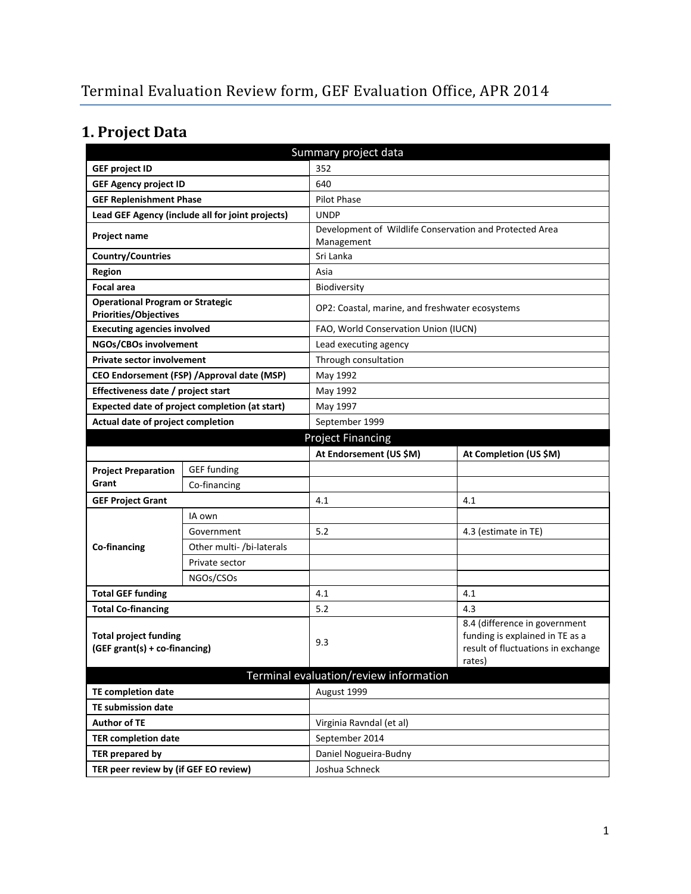# Terminal Evaluation Review form, GEF Evaluation Office, APR 2014

## 1. Project Data

| Summary project data | | | |
|---|---|---|---|
| **GEF project ID** | | 352 | |
| **GEF Agency project ID** | | 640 | |
| **GEF Replenishment Phase** | | Pilot Phase | |
| **Lead GEF Agency (include all for joint projects)** | | UNDP | |
| **Project name** | | Development of Wildlife Conservation and Protected Area Management | |
| **Country/Countries** | | Sri Lanka | |
| **Region** | | Asia | |
| **Focal area** | | Biodiversity | |
| **Operational Program or Strategic Priorities/Objectives** | | OP2: Coastal, marine, and freshwater ecosystems | |
| **Executing agencies involved** | | FAO, World Conservation Union (IUCN) | |
| **NGOs/CBOs involvement** | | Lead executing agency | |
| **Private sector involvement** | | Through consultation | |
| **CEO Endorsement (FSP) /Approval date (MSP)** | | May 1992 | |
| **Effectiveness date / project start** | | May 1992 | |
| **Expected date of project completion (at start)** | | May 1997 | |
| **Actual date of project completion** | | September 1999 | |
| **Project Financing** | | | |
| | | **At Endorsement (US $M)** | **At Completion (US $M)** |
| **Project Preparation Grant** | GEF funding | | |
| | Co-financing | | |
| **GEF Project Grant** | | 4.1 | 4.1 |
| **Co-financing** | IA own | | |
| | Government | 5.2 | 4.3 (estimate in TE) |
| | Other multi- /bi-laterals | | |
| | Private sector | | |
| | NGOs/CSOs | | |
| **Total GEF funding** | | 4.1 | 4.1 |
| **Total Co-financing** | | 5.2 | 4.3 |
| **Total project funding (GEF grant(s) + co-financing)** | | 9.3 | 8.4 (difference in government funding is explained in TE as a result of fluctuations in exchange rates) |
| **Terminal evaluation/review information** | | | |
| **TE completion date** | | August 1999 | |
| **TE submission date** | | | |
| **Author of TE** | | Virginia Ravndal (et al) | |
| **TER completion date** | | September 2014 | |
| **TER prepared by** | | Daniel Nogueira-Budny | |
| **TER peer review by (if GEF EO review)** | | Joshua Schneck | |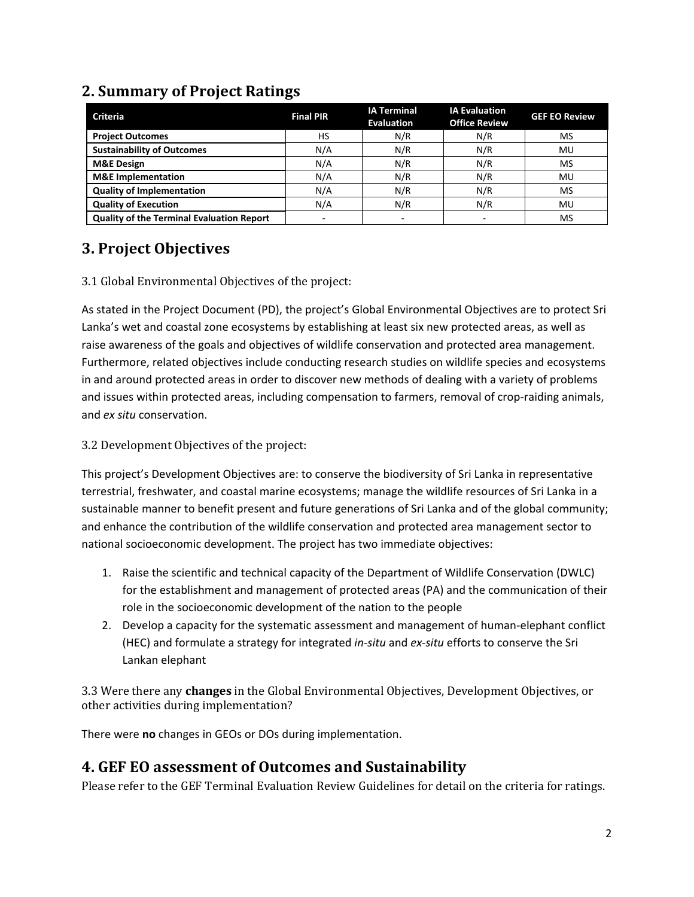## 2. Summary of Project Ratings

| Criteria | Final PIR | IA Terminal Evaluation | IA Evaluation Office Review | GEF EO Review |
|---|---|---|---|---|
| **Project Outcomes** | HS | N/R | N/R | MS |
| **Sustainability of Outcomes** | N/A | N/R | N/R | MU |
| **M&E Design** | N/A | N/R | N/R | MS |
| **M&E Implementation** | N/A | N/R | N/R | MU |
| **Quality of Implementation** | N/A | N/R | N/R | MS |
| **Quality of Execution** | N/A | N/R | N/R | MU |
| **Quality of the Terminal Evaluation Report** | - | - | - | MS |

## 3. Project Objectives

3.1 Global Environmental Objectives of the project:

As stated in the Project Document (PD), the project's Global Environmental Objectives are to protect Sri Lanka's wet and coastal zone ecosystems by establishing at least six new protected areas, as well as raise awareness of the goals and objectives of wildlife conservation and protected area management. Furthermore, related objectives include conducting research studies on wildlife species and ecosystems in and around protected areas in order to discover new methods of dealing with a variety of problems and issues within protected areas, including compensation to farmers, removal of crop-raiding animals, and *ex situ* conservation.

3.2 Development Objectives of the project:

This project's Development Objectives are: to conserve the biodiversity of Sri Lanka in representative terrestrial, freshwater, and coastal marine ecosystems; manage the wildlife resources of Sri Lanka in a sustainable manner to benefit present and future generations of Sri Lanka and of the global community; and enhance the contribution of the wildlife conservation and protected area management sector to national socioeconomic development. The project has two immediate objectives:

1. Raise the scientific and technical capacity of the Department of Wildlife Conservation (DWLC) for the establishment and management of protected areas (PA) and the communication of their role in the socioeconomic development of the nation to the people
2. Develop a capacity for the systematic assessment and management of human-elephant conflict (HEC) and formulate a strategy for integrated *in-situ* and *ex-situ* efforts to conserve the Sri Lankan elephant

3.3 Were there any **changes** in the Global Environmental Objectives, Development Objectives, or other activities during implementation?

There were **no** changes in GEOs or DOs during implementation.

## 4. GEF EO assessment of Outcomes and Sustainability

Please refer to the GEF Terminal Evaluation Review Guidelines for detail on the criteria for ratings.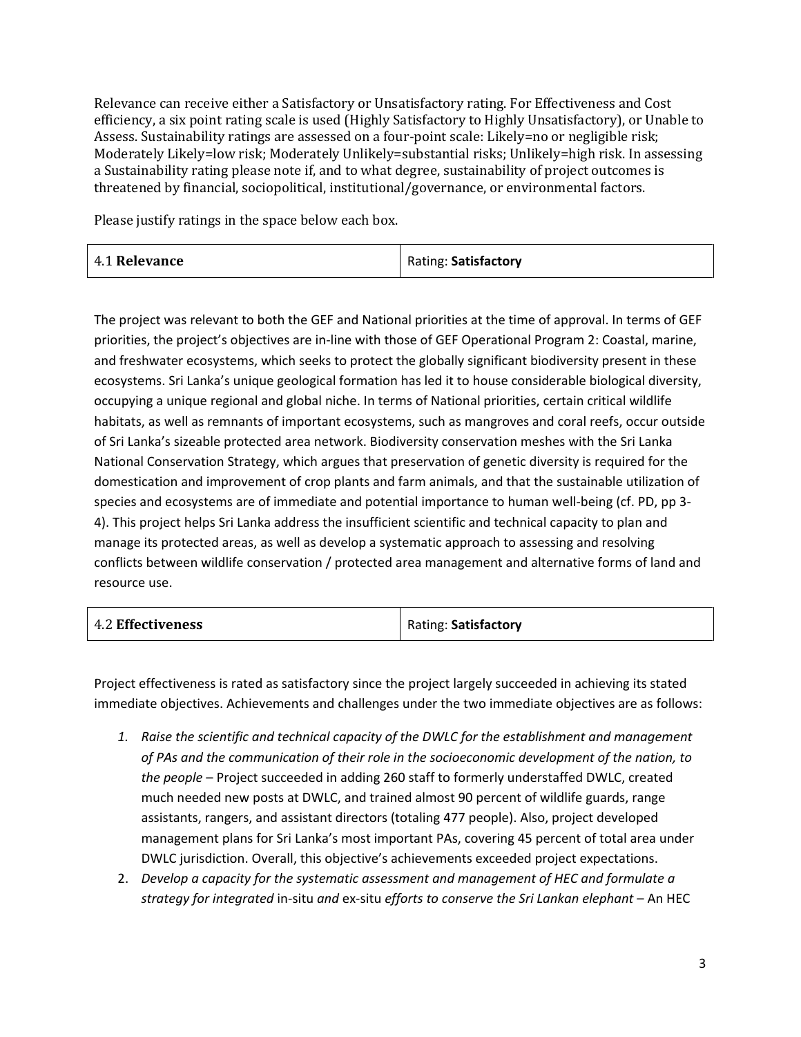Relevance can receive either a Satisfactory or Unsatisfactory rating. For Effectiveness and Cost efficiency, a six point rating scale is used (Highly Satisfactory to Highly Unsatisfactory), or Unable to Assess. Sustainability ratings are assessed on a four-point scale: Likely=no or negligible risk; Moderately Likely=low risk; Moderately Unlikely=substantial risks; Unlikely=high risk. In assessing a Sustainability rating please note if, and to what degree, sustainability of project outcomes is threatened by financial, sociopolitical, institutional/governance, or environmental factors.

Please justify ratings in the space below each box.

| 4.1 **Relevance** | Rating: **Satisfactory** |
|---|---|

The project was relevant to both the GEF and National priorities at the time of approval. In terms of GEF priorities, the project's objectives are in-line with those of GEF Operational Program 2: Coastal, marine, and freshwater ecosystems, which seeks to protect the globally significant biodiversity present in these ecosystems. Sri Lanka's unique geological formation has led it to house considerable biological diversity, occupying a unique regional and global niche. In terms of National priorities, certain critical wildlife habitats, as well as remnants of important ecosystems, such as mangroves and coral reefs, occur outside of Sri Lanka's sizeable protected area network. Biodiversity conservation meshes with the Sri Lanka National Conservation Strategy, which argues that preservation of genetic diversity is required for the domestication and improvement of crop plants and farm animals, and that the sustainable utilization of species and ecosystems are of immediate and potential importance to human well-being (cf. PD, pp 3-4). This project helps Sri Lanka address the insufficient scientific and technical capacity to plan and manage its protected areas, as well as develop a systematic approach to assessing and resolving conflicts between wildlife conservation / protected area management and alternative forms of land and resource use.

| 4.2 **Effectiveness** | Rating: **Satisfactory** |
|---|---|

Project effectiveness is rated as satisfactory since the project largely succeeded in achieving its stated immediate objectives. Achievements and challenges under the two immediate objectives are as follows:

1. *Raise the scientific and technical capacity of the DWLC for the establishment and management of PAs and the communication of their role in the socioeconomic development of the nation, to the people* – Project succeeded in adding 260 staff to formerly understaffed DWLC, created much needed new posts at DWLC, and trained almost 90 percent of wildlife guards, range assistants, rangers, and assistant directors (totaling 477 people). Also, project developed management plans for Sri Lanka's most important PAs, covering 45 percent of total area under DWLC jurisdiction. Overall, this objective's achievements exceeded project expectations.
2. *Develop a capacity for the systematic assessment and management of HEC and formulate a strategy for integrated* in-situ *and* ex-situ *efforts to conserve the Sri Lankan elephant* – An HEC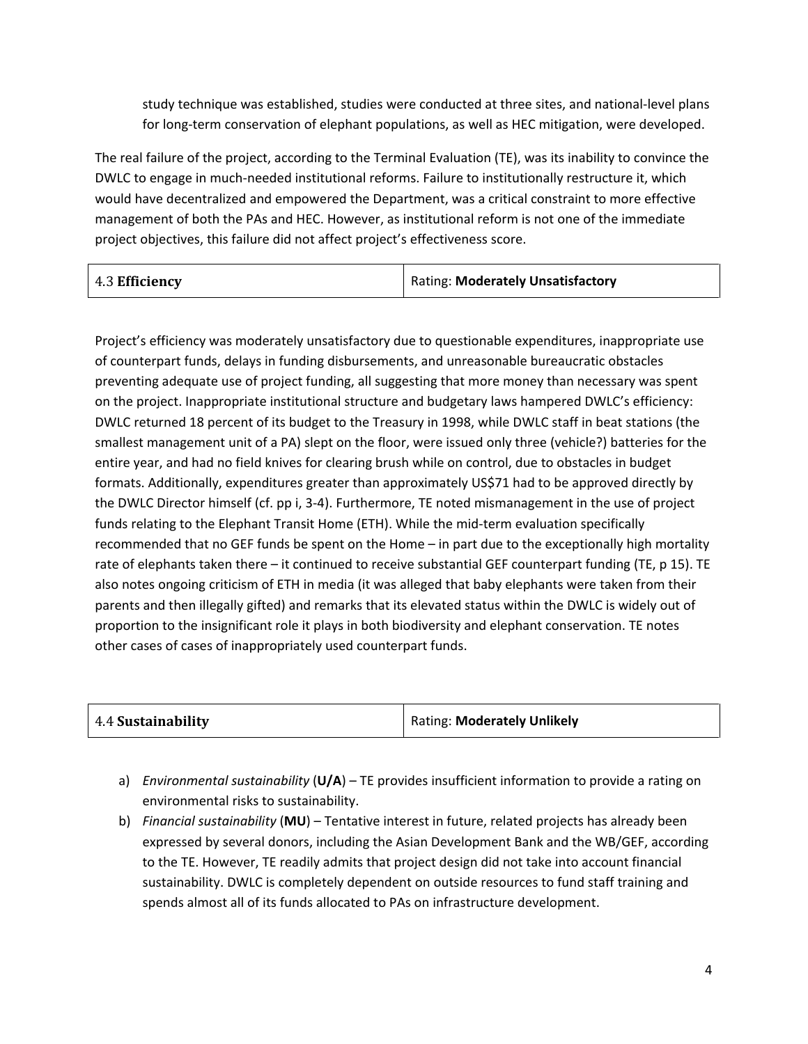study technique was established, studies were conducted at three sites, and national-level plans for long-term conservation of elephant populations, as well as HEC mitigation, were developed.

The real failure of the project, according to the Terminal Evaluation (TE), was its inability to convince the DWLC to engage in much-needed institutional reforms. Failure to institutionally restructure it, which would have decentralized and empowered the Department, was a critical constraint to more effective management of both the PAs and HEC. However, as institutional reform is not one of the immediate project objectives, this failure did not affect project's effectiveness score.

| 4.3 **Efficiency** | Rating: **Moderately Unsatisfactory** |
|---|---|

Project's efficiency was moderately unsatisfactory due to questionable expenditures, inappropriate use of counterpart funds, delays in funding disbursements, and unreasonable bureaucratic obstacles preventing adequate use of project funding, all suggesting that more money than necessary was spent on the project. Inappropriate institutional structure and budgetary laws hampered DWLC's efficiency: DWLC returned 18 percent of its budget to the Treasury in 1998, while DWLC staff in beat stations (the smallest management unit of a PA) slept on the floor, were issued only three (vehicle?) batteries for the entire year, and had no field knives for clearing brush while on control, due to obstacles in budget formats. Additionally, expenditures greater than approximately US$71 had to be approved directly by the DWLC Director himself (cf. pp i, 3-4). Furthermore, TE noted mismanagement in the use of project funds relating to the Elephant Transit Home (ETH). While the mid-term evaluation specifically recommended that no GEF funds be spent on the Home – in part due to the exceptionally high mortality rate of elephants taken there – it continued to receive substantial GEF counterpart funding (TE, p 15). TE also notes ongoing criticism of ETH in media (it was alleged that baby elephants were taken from their parents and then illegally gifted) and remarks that its elevated status within the DWLC is widely out of proportion to the insignificant role it plays in both biodiversity and elephant conservation. TE notes other cases of cases of inappropriately used counterpart funds.

| 4.4 **Sustainability** | Rating: **Moderately Unlikely** |
|---|---|

a) *Environmental sustainability* (**U/A**) – TE provides insufficient information to provide a rating on environmental risks to sustainability.
b) *Financial sustainability* (**MU**) – Tentative interest in future, related projects has already been expressed by several donors, including the Asian Development Bank and the WB/GEF, according to the TE. However, TE readily admits that project design did not take into account financial sustainability. DWLC is completely dependent on outside resources to fund staff training and spends almost all of its funds allocated to PAs on infrastructure development.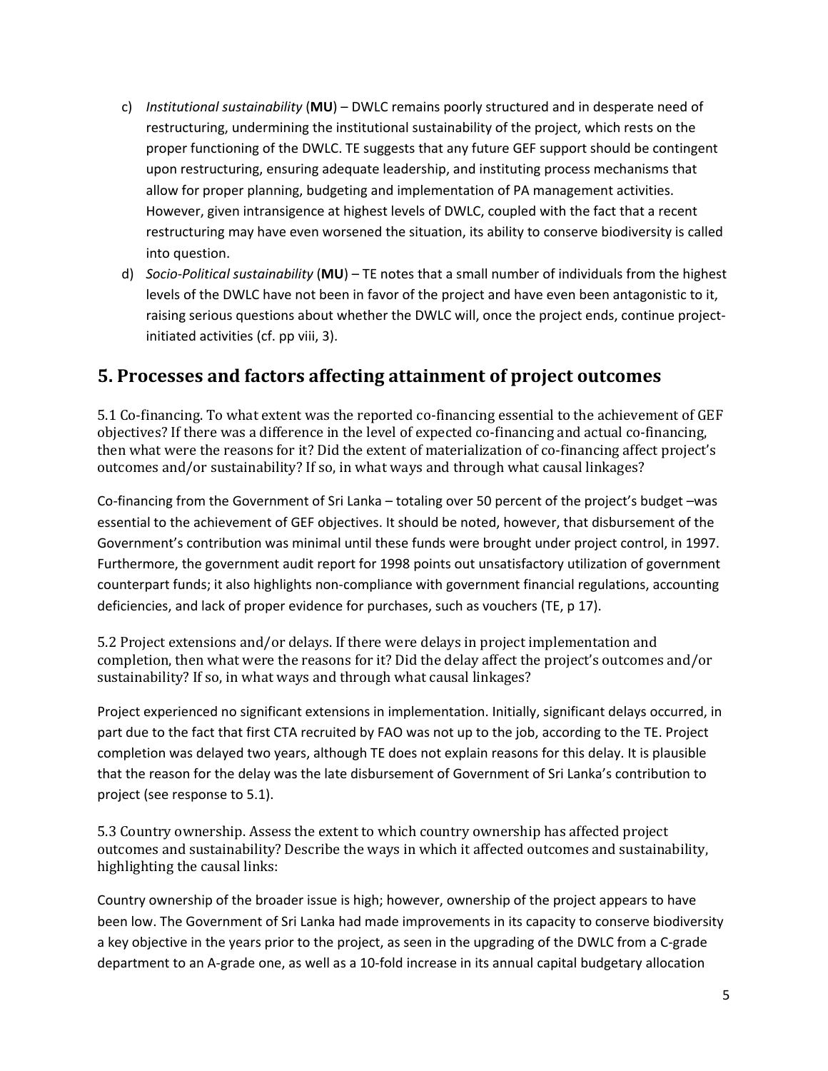c) *Institutional sustainability* (**MU**) – DWLC remains poorly structured and in desperate need of restructuring, undermining the institutional sustainability of the project, which rests on the proper functioning of the DWLC. TE suggests that any future GEF support should be contingent upon restructuring, ensuring adequate leadership, and instituting process mechanisms that allow for proper planning, budgeting and implementation of PA management activities. However, given intransigence at highest levels of DWLC, coupled with the fact that a recent restructuring may have even worsened the situation, its ability to conserve biodiversity is called into question.

d) *Socio-Political sustainability* (**MU**) – TE notes that a small number of individuals from the highest levels of the DWLC have not been in favor of the project and have even been antagonistic to it, raising serious questions about whether the DWLC will, once the project ends, continue project-initiated activities (cf. pp viii, 3).

## 5. Processes and factors affecting attainment of project outcomes

5.1 Co-financing. To what extent was the reported co-financing essential to the achievement of GEF objectives? If there was a difference in the level of expected co-financing and actual co-financing, then what were the reasons for it? Did the extent of materialization of co-financing affect project's outcomes and/or sustainability? If so, in what ways and through what causal linkages?

Co-financing from the Government of Sri Lanka – totaling over 50 percent of the project's budget –was essential to the achievement of GEF objectives. It should be noted, however, that disbursement of the Government's contribution was minimal until these funds were brought under project control, in 1997. Furthermore, the government audit report for 1998 points out unsatisfactory utilization of government counterpart funds; it also highlights non-compliance with government financial regulations, accounting deficiencies, and lack of proper evidence for purchases, such as vouchers (TE, p 17).

5.2 Project extensions and/or delays. If there were delays in project implementation and completion, then what were the reasons for it? Did the delay affect the project's outcomes and/or sustainability? If so, in what ways and through what causal linkages?

Project experienced no significant extensions in implementation. Initially, significant delays occurred, in part due to the fact that first CTA recruited by FAO was not up to the job, according to the TE. Project completion was delayed two years, although TE does not explain reasons for this delay. It is plausible that the reason for the delay was the late disbursement of Government of Sri Lanka's contribution to project (see response to 5.1).

5.3 Country ownership. Assess the extent to which country ownership has affected project outcomes and sustainability? Describe the ways in which it affected outcomes and sustainability, highlighting the causal links:

Country ownership of the broader issue is high; however, ownership of the project appears to have been low. The Government of Sri Lanka had made improvements in its capacity to conserve biodiversity a key objective in the years prior to the project, as seen in the upgrading of the DWLC from a C-grade department to an A-grade one, as well as a 10-fold increase in its annual capital budgetary allocation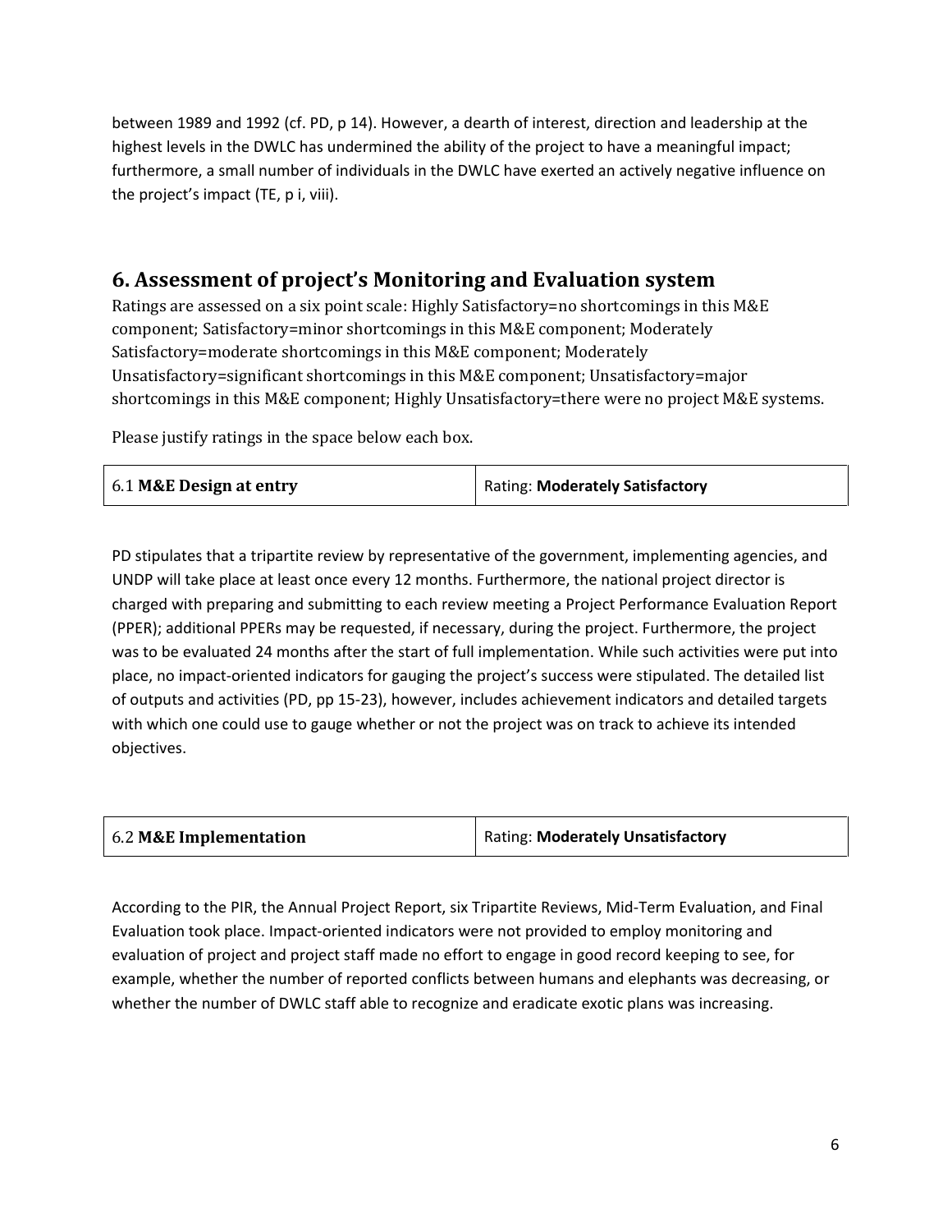between 1989 and 1992 (cf. PD, p 14). However, a dearth of interest, direction and leadership at the highest levels in the DWLC has undermined the ability of the project to have a meaningful impact; furthermore, a small number of individuals in the DWLC have exerted an actively negative influence on the project's impact (TE, p i, viii).

## 6. Assessment of project's Monitoring and Evaluation system

Ratings are assessed on a six point scale: Highly Satisfactory=no shortcomings in this M&E component; Satisfactory=minor shortcomings in this M&E component; Moderately Satisfactory=moderate shortcomings in this M&E component; Moderately Unsatisfactory=significant shortcomings in this M&E component; Unsatisfactory=major shortcomings in this M&E component; Highly Unsatisfactory=there were no project M&E systems.

Please justify ratings in the space below each box.

| 6.1 **M&E Design at entry** | Rating: **Moderately Satisfactory** |
|---|---|

PD stipulates that a tripartite review by representative of the government, implementing agencies, and UNDP will take place at least once every 12 months. Furthermore, the national project director is charged with preparing and submitting to each review meeting a Project Performance Evaluation Report (PPER); additional PPERs may be requested, if necessary, during the project. Furthermore, the project was to be evaluated 24 months after the start of full implementation. While such activities were put into place, no impact-oriented indicators for gauging the project's success were stipulated. The detailed list of outputs and activities (PD, pp 15-23), however, includes achievement indicators and detailed targets with which one could use to gauge whether or not the project was on track to achieve its intended objectives.

| 6.2 **M&E Implementation** | Rating: **Moderately Unsatisfactory** |
|---|---|

According to the PIR, the Annual Project Report, six Tripartite Reviews, Mid-Term Evaluation, and Final Evaluation took place. Impact-oriented indicators were not provided to employ monitoring and evaluation of project and project staff made no effort to engage in good record keeping to see, for example, whether the number of reported conflicts between humans and elephants was decreasing, or whether the number of DWLC staff able to recognize and eradicate exotic plans was increasing.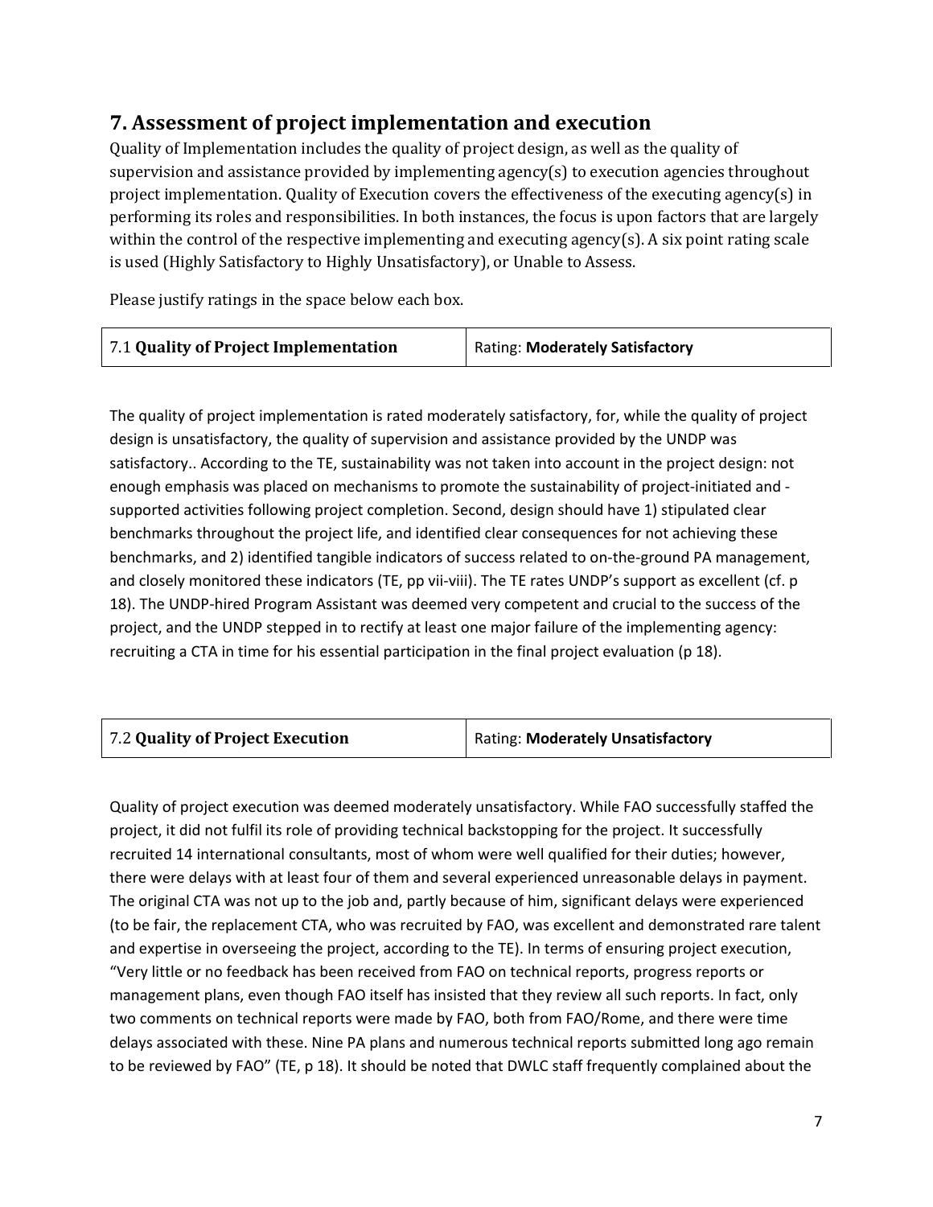## 7. Assessment of project implementation and execution

Quality of Implementation includes the quality of project design, as well as the quality of supervision and assistance provided by implementing agency(s) to execution agencies throughout project implementation. Quality of Execution covers the effectiveness of the executing agency(s) in performing its roles and responsibilities. In both instances, the focus is upon factors that are largely within the control of the respective implementing and executing agency(s). A six point rating scale is used (Highly Satisfactory to Highly Unsatisfactory), or Unable to Assess.

Please justify ratings in the space below each box.

| 7.1 **Quality of Project Implementation** | Rating: **Moderately Satisfactory** |
|---|---|

The quality of project implementation is rated moderately satisfactory, for, while the quality of project design is unsatisfactory, the quality of supervision and assistance provided by the UNDP was satisfactory.. According to the TE, sustainability was not taken into account in the project design: not enough emphasis was placed on mechanisms to promote the sustainability of project-initiated and -supported activities following project completion. Second, design should have 1) stipulated clear benchmarks throughout the project life, and identified clear consequences for not achieving these benchmarks, and 2) identified tangible indicators of success related to on-the-ground PA management, and closely monitored these indicators (TE, pp vii-viii). The TE rates UNDP's support as excellent (cf. p 18). The UNDP-hired Program Assistant was deemed very competent and crucial to the success of the project, and the UNDP stepped in to rectify at least one major failure of the implementing agency: recruiting a CTA in time for his essential participation in the final project evaluation (p 18).

| 7.2 **Quality of Project Execution** | Rating: **Moderately Unsatisfactory** |
|---|---|

Quality of project execution was deemed moderately unsatisfactory. While FAO successfully staffed the project, it did not fulfil its role of providing technical backstopping for the project. It successfully recruited 14 international consultants, most of whom were well qualified for their duties; however, there were delays with at least four of them and several experienced unreasonable delays in payment. The original CTA was not up to the job and, partly because of him, significant delays were experienced (to be fair, the replacement CTA, who was recruited by FAO, was excellent and demonstrated rare talent and expertise in overseeing the project, according to the TE). In terms of ensuring project execution, "Very little or no feedback has been received from FAO on technical reports, progress reports or management plans, even though FAO itself has insisted that they review all such reports. In fact, only two comments on technical reports were made by FAO, both from FAO/Rome, and there were time delays associated with these. Nine PA plans and numerous technical reports submitted long ago remain to be reviewed by FAO" (TE, p 18). It should be noted that DWLC staff frequently complained about the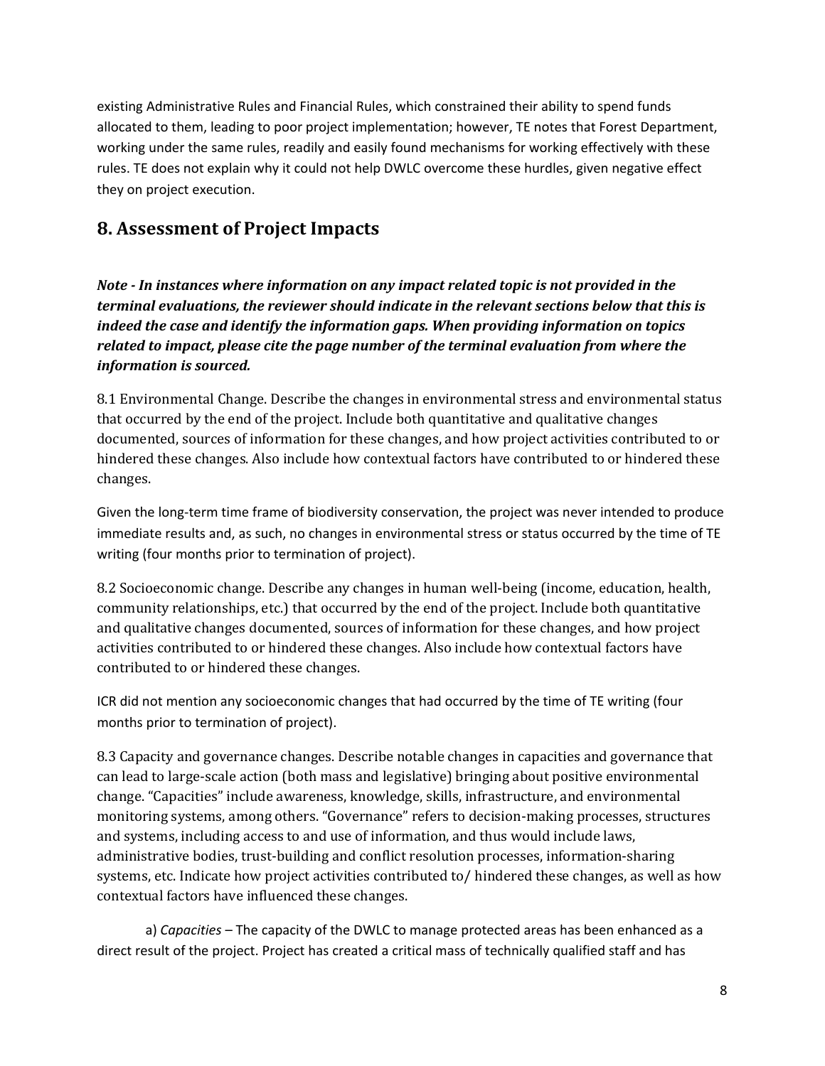existing Administrative Rules and Financial Rules, which constrained their ability to spend funds allocated to them, leading to poor project implementation; however, TE notes that Forest Department, working under the same rules, readily and easily found mechanisms for working effectively with these rules. TE does not explain why it could not help DWLC overcome these hurdles, given negative effect they on project execution.

## 8. Assessment of Project Impacts

***Note - In instances where information on any impact related topic is not provided in the terminal evaluations, the reviewer should indicate in the relevant sections below that this is indeed the case and identify the information gaps. When providing information on topics related to impact, please cite the page number of the terminal evaluation from where the information is sourced.***

8.1 Environmental Change. Describe the changes in environmental stress and environmental status that occurred by the end of the project. Include both quantitative and qualitative changes documented, sources of information for these changes, and how project activities contributed to or hindered these changes. Also include how contextual factors have contributed to or hindered these changes.

Given the long-term time frame of biodiversity conservation, the project was never intended to produce immediate results and, as such, no changes in environmental stress or status occurred by the time of TE writing (four months prior to termination of project).

8.2 Socioeconomic change. Describe any changes in human well-being (income, education, health, community relationships, etc.) that occurred by the end of the project. Include both quantitative and qualitative changes documented, sources of information for these changes, and how project activities contributed to or hindered these changes. Also include how contextual factors have contributed to or hindered these changes.

ICR did not mention any socioeconomic changes that had occurred by the time of TE writing (four months prior to termination of project).

8.3 Capacity and governance changes. Describe notable changes in capacities and governance that can lead to large-scale action (both mass and legislative) bringing about positive environmental change. "Capacities" include awareness, knowledge, skills, infrastructure, and environmental monitoring systems, among others. "Governance" refers to decision-making processes, structures and systems, including access to and use of information, and thus would include laws, administrative bodies, trust-building and conflict resolution processes, information-sharing systems, etc. Indicate how project activities contributed to/ hindered these changes, as well as how contextual factors have influenced these changes.

a) *Capacities* – The capacity of the DWLC to manage protected areas has been enhanced as a direct result of the project. Project has created a critical mass of technically qualified staff and has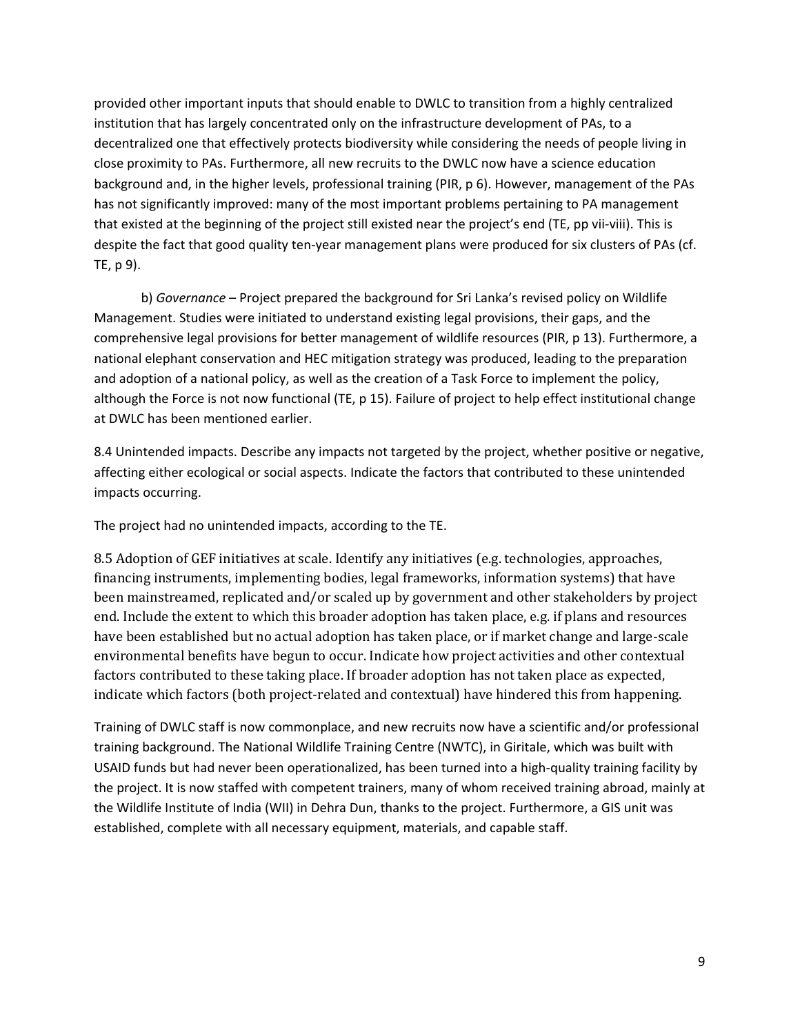provided other important inputs that should enable to DWLC to transition from a highly centralized institution that has largely concentrated only on the infrastructure development of PAs, to a decentralized one that effectively protects biodiversity while considering the needs of people living in close proximity to PAs. Furthermore, all new recruits to the DWLC now have a science education background and, in the higher levels, professional training (PIR, p 6). However, management of the PAs has not significantly improved: many of the most important problems pertaining to PA management that existed at the beginning of the project still existed near the project's end (TE, pp vii-viii). This is despite the fact that good quality ten-year management plans were produced for six clusters of PAs (cf. TE, p 9).

b) *Governance* – Project prepared the background for Sri Lanka's revised policy on Wildlife Management. Studies were initiated to understand existing legal provisions, their gaps, and the comprehensive legal provisions for better management of wildlife resources (PIR, p 13). Furthermore, a national elephant conservation and HEC mitigation strategy was produced, leading to the preparation and adoption of a national policy, as well as the creation of a Task Force to implement the policy, although the Force is not now functional (TE, p 15). Failure of project to help effect institutional change at DWLC has been mentioned earlier.

8.4 Unintended impacts. Describe any impacts not targeted by the project, whether positive or negative, affecting either ecological or social aspects. Indicate the factors that contributed to these unintended impacts occurring.

The project had no unintended impacts, according to the TE.

8.5 Adoption of GEF initiatives at scale. Identify any initiatives (e.g. technologies, approaches, financing instruments, implementing bodies, legal frameworks, information systems) that have been mainstreamed, replicated and/or scaled up by government and other stakeholders by project end. Include the extent to which this broader adoption has taken place, e.g. if plans and resources have been established but no actual adoption has taken place, or if market change and large-scale environmental benefits have begun to occur. Indicate how project activities and other contextual factors contributed to these taking place. If broader adoption has not taken place as expected, indicate which factors (both project-related and contextual) have hindered this from happening.

Training of DWLC staff is now commonplace, and new recruits now have a scientific and/or professional training background. The National Wildlife Training Centre (NWTC), in Giritale, which was built with USAID funds but had never been operationalized, has been turned into a high-quality training facility by the project. It is now staffed with competent trainers, many of whom received training abroad, mainly at the Wildlife Institute of India (WII) in Dehra Dun, thanks to the project. Furthermore, a GIS unit was established, complete with all necessary equipment, materials, and capable staff.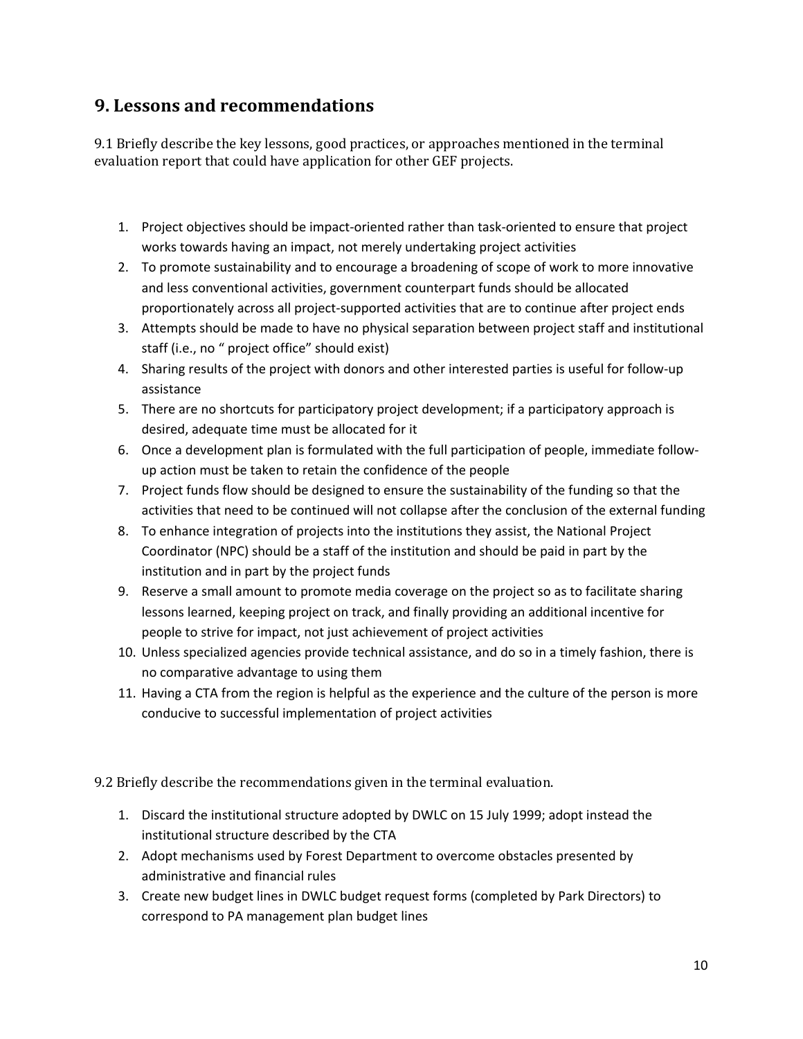## 9. Lessons and recommendations

9.1 Briefly describe the key lessons, good practices, or approaches mentioned in the terminal evaluation report that could have application for other GEF projects.

1. Project objectives should be impact-oriented rather than task-oriented to ensure that project works towards having an impact, not merely undertaking project activities
2. To promote sustainability and to encourage a broadening of scope of work to more innovative and less conventional activities, government counterpart funds should be allocated proportionately across all project-supported activities that are to continue after project ends
3. Attempts should be made to have no physical separation between project staff and institutional staff (i.e., no " project office" should exist)
4. Sharing results of the project with donors and other interested parties is useful for follow-up assistance
5. There are no shortcuts for participatory project development; if a participatory approach is desired, adequate time must be allocated for it
6. Once a development plan is formulated with the full participation of people, immediate follow-up action must be taken to retain the confidence of the people
7. Project funds flow should be designed to ensure the sustainability of the funding so that the activities that need to be continued will not collapse after the conclusion of the external funding
8. To enhance integration of projects into the institutions they assist, the National Project Coordinator (NPC) should be a staff of the institution and should be paid in part by the institution and in part by the project funds
9. Reserve a small amount to promote media coverage on the project so as to facilitate sharing lessons learned, keeping project on track, and finally providing an additional incentive for people to strive for impact, not just achievement of project activities
10. Unless specialized agencies provide technical assistance, and do so in a timely fashion, there is no comparative advantage to using them
11. Having a CTA from the region is helpful as the experience and the culture of the person is more conducive to successful implementation of project activities

9.2 Briefly describe the recommendations given in the terminal evaluation.

1. Discard the institutional structure adopted by DWLC on 15 July 1999; adopt instead the institutional structure described by the CTA
2. Adopt mechanisms used by Forest Department to overcome obstacles presented by administrative and financial rules
3. Create new budget lines in DWLC budget request forms (completed by Park Directors) to correspond to PA management plan budget lines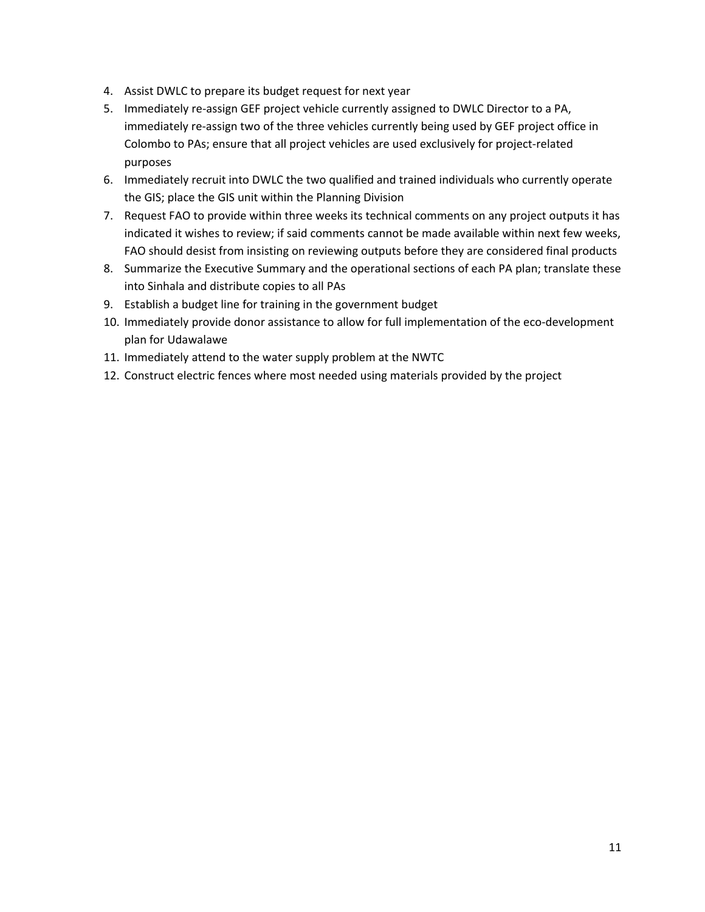4. Assist DWLC to prepare its budget request for next year
5. Immediately re-assign GEF project vehicle currently assigned to DWLC Director to a PA, immediately re-assign two of the three vehicles currently being used by GEF project office in Colombo to PAs; ensure that all project vehicles are used exclusively for project-related purposes
6. Immediately recruit into DWLC the two qualified and trained individuals who currently operate the GIS; place the GIS unit within the Planning Division
7. Request FAO to provide within three weeks its technical comments on any project outputs it has indicated it wishes to review; if said comments cannot be made available within next few weeks, FAO should desist from insisting on reviewing outputs before they are considered final products
8. Summarize the Executive Summary and the operational sections of each PA plan; translate these into Sinhala and distribute copies to all PAs
9. Establish a budget line for training in the government budget
10. Immediately provide donor assistance to allow for full implementation of the eco-development plan for Udawalawe
11. Immediately attend to the water supply problem at the NWTC
12. Construct electric fences where most needed using materials provided by the project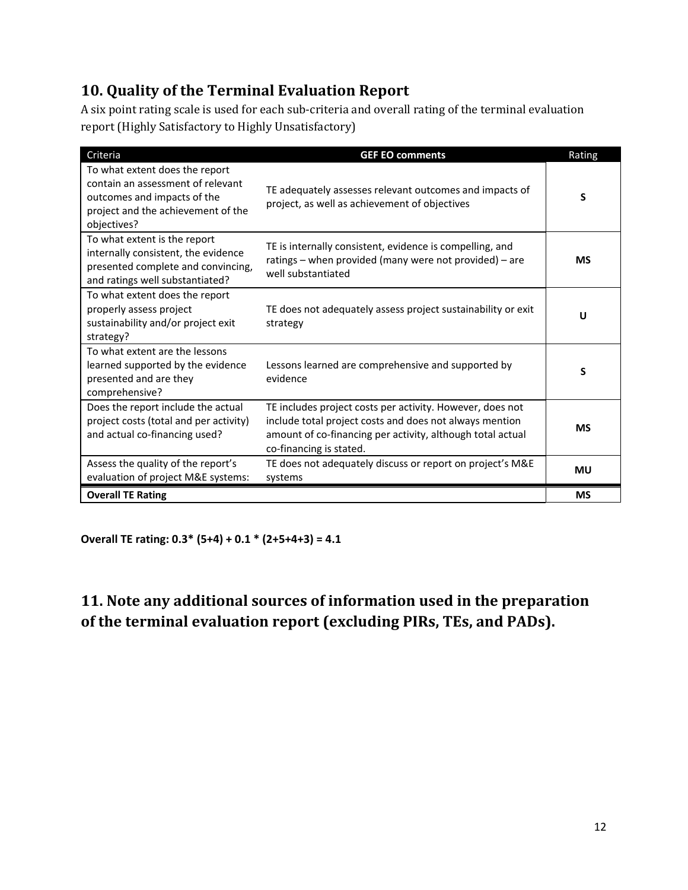## 10. Quality of the Terminal Evaluation Report

A six point rating scale is used for each sub-criteria and overall rating of the terminal evaluation report (Highly Satisfactory to Highly Unsatisfactory)

| Criteria | GEF EO comments | Rating |
|---|---|---|
| To what extent does the report contain an assessment of relevant outcomes and impacts of the project and the achievement of the objectives? | TE adequately assesses relevant outcomes and impacts of project, as well as achievement of objectives | **S** |
| To what extent is the report internally consistent, the evidence presented complete and convincing, and ratings well substantiated? | TE is internally consistent, evidence is compelling, and ratings – when provided (many were not provided) – are well substantiated | **MS** |
| To what extent does the report properly assess project sustainability and/or project exit strategy? | TE does not adequately assess project sustainability or exit strategy | **U** |
| To what extent are the lessons learned supported by the evidence presented and are they comprehensive? | Lessons learned are comprehensive and supported by evidence | **S** |
| Does the report include the actual project costs (total and per activity) and actual co-financing used? | TE includes project costs per activity. However, does not include total project costs and does not always mention amount of co-financing per activity, although total actual co-financing is stated. | **MS** |
| Assess the quality of the report's evaluation of project M&E systems: | TE does not adequately discuss or report on project's M&E systems | **MU** |
| **Overall TE Rating** | | **MS** |

**Overall TE rating: 0.3* (5+4) + 0.1 * (2+5+4+3) = 4.1**

## 11. Note any additional sources of information used in the preparation of the terminal evaluation report (excluding PIRs, TEs, and PADs).